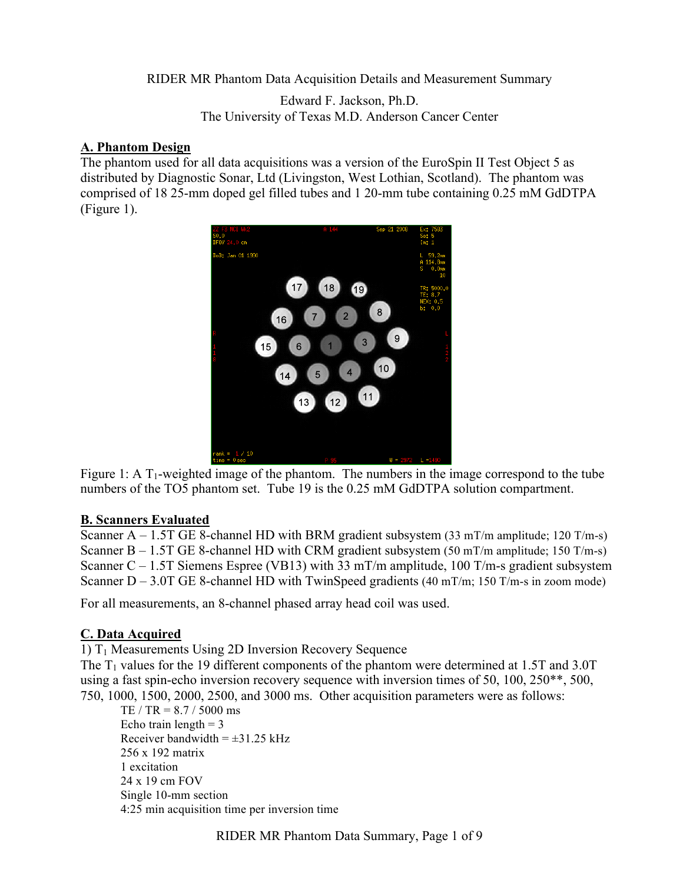RIDER MR Phantom Data Acquisition Details and Measurement Summary

Edward F. Jackson, Ph.D.

The University of Texas M.D. Anderson Cancer Center

## A. Phantom Design

The phantom used for all data acquisitions was a version of the EuroSpin II Test Object 5 as distributed by Diagnostic Sonar, Ltd (Livingston, West Lothian, Scotland). The phantom was comprised of 18 25-mm doped gel filled tubes and 1 20-mm tube containing 0.25 mM GdDTPA (Figure 1).

Figure 1: A $T_1$-weighted image of the phantom. The numbers in the image correspond to the tube numbers of the TO5 phantom set. Tube 19 is the 0.25 mM GdDTPA solution compartment.

## B. Scanners Evaluated

Scanner A – 1.5T GE 8-channel HD with BRM gradient subsystem (33 mT/m amplitude; 120 T/m-s)
Scanner B – 1.5T GE 8-channel HD with CRM gradient subsystem (50 mT/m amplitude; 150 T/m-s)
Scanner C – 1.5T Siemens Espree (VB13) with 33 mT/m amplitude, 100 T/m-s gradient subsystem
Scanner D – 3.0T GE 8-channel HD with TwinSpeed gradients (40 mT/m; 150 T/m-s in zoom mode)

For all measurements, an 8-channel phased array head coil was used.

## C. Data Acquired

1) $T_1$ Measurements Using 2D Inversion Recovery Sequence

The $T_1$ values for the 19 different components of the phantom were determined at 1.5T and 3.0T using a fast spin-echo inversion recovery sequence with inversion times of 50, 100, 250**, 500, 750, 1000, 1500, 2000, 2500, and 3000 ms. Other acquisition parameters were as follows:

- TE / TR = 8.7 / 5000 ms
- Echo train length = 3
- Receiver bandwidth = ±31.25 kHz
- 256 x 192 matrix
- 1 excitation
- 24 x 19 cm FOV
- Single 10-mm section
- 4:25 min acquisition time per inversion time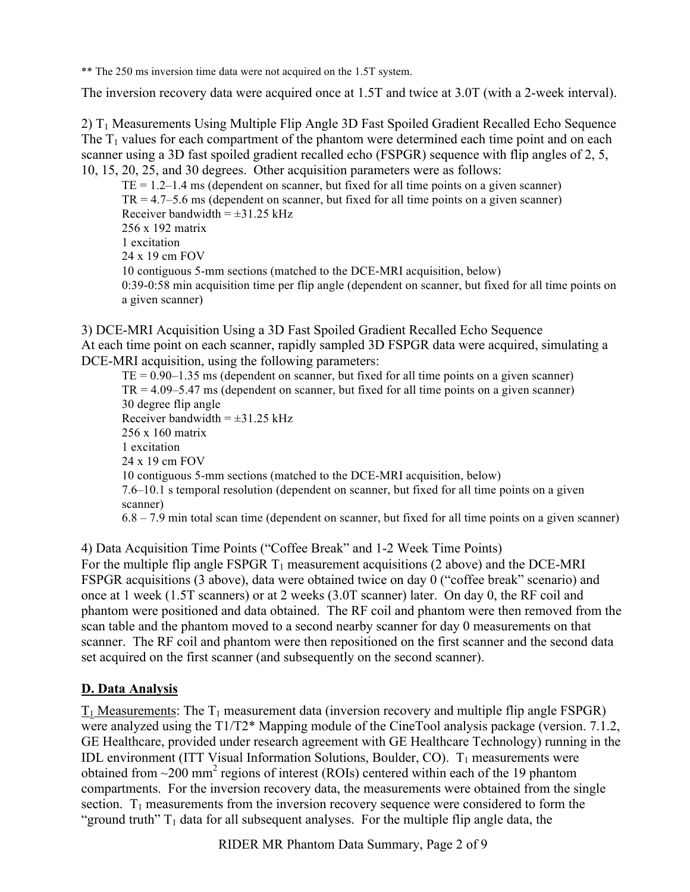** The 250 ms inversion time data were not acquired on the 1.5T system.

The inversion recovery data were acquired once at 1.5T and twice at 3.0T (with a 2-week interval).

2) $T_1$ Measurements Using Multiple Flip Angle 3D Fast Spoiled Gradient Recalled Echo Sequence
The $T_1$ values for each compartment of the phantom were determined each time point and on each scanner using a 3D fast spoiled gradient recalled echo (FSPGR) sequence with flip angles of 2, 5, 10, 15, 20, 25, and 30 degrees. Other acquisition parameters were as follows:

- TE = 1.2–1.4 ms (dependent on scanner, but fixed for all time points on a given scanner)
- TR = 4.7–5.6 ms (dependent on scanner, but fixed for all time points on a given scanner)
- Receiver bandwidth = ±31.25 kHz
- 256 x 192 matrix
- 1 excitation
- 24 x 19 cm FOV
- 10 contiguous 5-mm sections (matched to the DCE-MRI acquisition, below)
- 0:39-0:58 min acquisition time per flip angle (dependent on scanner, but fixed for all time points on a given scanner)

3) DCE-MRI Acquisition Using a 3D Fast Spoiled Gradient Recalled Echo Sequence
At each time point on each scanner, rapidly sampled 3D FSPGR data were acquired, simulating a DCE-MRI acquisition, using the following parameters:

- TE = 0.90–1.35 ms (dependent on scanner, but fixed for all time points on a given scanner)
- TR = 4.09–5.47 ms (dependent on scanner, but fixed for all time points on a given scanner)
- 30 degree flip angle
- Receiver bandwidth = ±31.25 kHz
- 256 x 160 matrix
- 1 excitation
- 24 x 19 cm FOV
- 10 contiguous 5-mm sections (matched to the DCE-MRI acquisition, below)
- 7.6–10.1 s temporal resolution (dependent on scanner, but fixed for all time points on a given scanner)
- 6.8 – 7.9 min total scan time (dependent on scanner, but fixed for all time points on a given scanner)

4) Data Acquisition Time Points ("Coffee Break" and 1-2 Week Time Points)
For the multiple flip angle FSPGR $T_1$ measurement acquisitions (2 above) and the DCE-MRI FSPGR acquisitions (3 above), data were obtained twice on day 0 ("coffee break" scenario) and once at 1 week (1.5T scanners) or at 2 weeks (3.0T scanner) later. On day 0, the RF coil and phantom were positioned and data obtained. The RF coil and phantom were then removed from the scan table and the phantom moved to a second nearby scanner for day 0 measurements on that scanner. The RF coil and phantom were then repositioned on the first scanner and the second data set acquired on the first scanner (and subsequently on the second scanner).

## D. Data Analysis

$T_1$ Measurements: The $T_1$ measurement data (inversion recovery and multiple flip angle FSPGR) were analyzed using the T1/T2* Mapping module of the CineTool analysis package (version. 7.1.2, GE Healthcare, provided under research agreement with GE Healthcare Technology) running in the IDL environment (ITT Visual Information Solutions, Boulder, CO). $T_1$ measurements were obtained from ~200 $mm^2$ regions of interest (ROIs) centered within each of the 19 phantom compartments. For the inversion recovery data, the measurements were obtained from the single section. $T_1$ measurements from the inversion recovery sequence were considered to form the "ground truth" $T_1$ data for all subsequent analyses. For the multiple flip angle data, the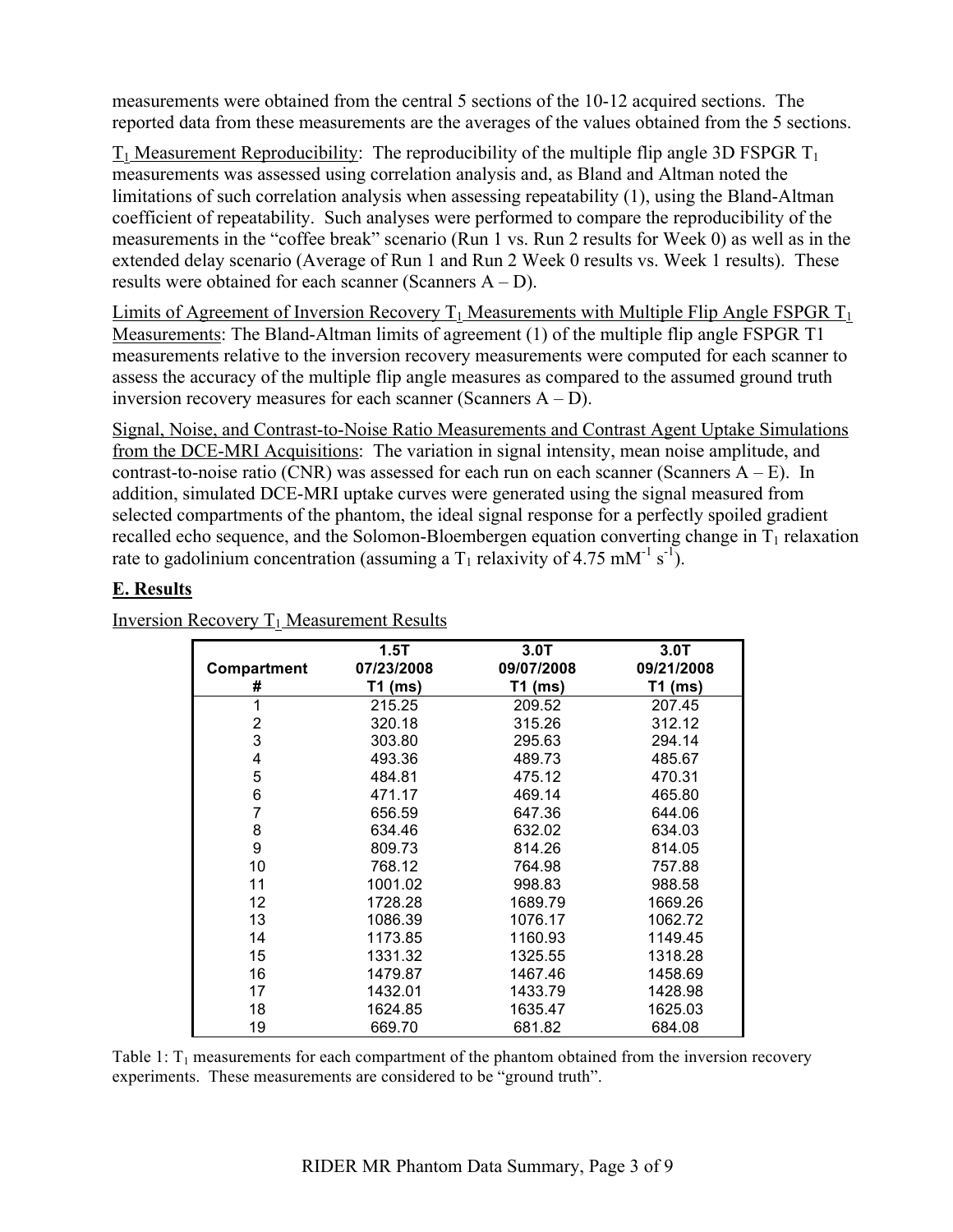measurements were obtained from the central 5 sections of the 10-12 acquired sections. The reported data from these measurements are the averages of the values obtained from the 5 sections.

<u>$T_1$ Measurement Reproducibility</u>: The reproducibility of the multiple flip angle 3D FSPGR $T_1$ measurements was assessed using correlation analysis and, as Bland and Altman noted the limitations of such correlation analysis when assessing repeatability (1), using the Bland-Altman coefficient of repeatability. Such analyses were performed to compare the reproducibility of the measurements in the "coffee break" scenario (Run 1 vs. Run 2 results for Week 0) as well as in the extended delay scenario (Average of Run 1 and Run 2 Week 0 results vs. Week 1 results). These results were obtained for each scanner (Scanners A – D).

<u>Limits of Agreement of Inversion Recovery $T_1$ Measurements with Multiple Flip Angle FSPGR $T_1$ Measurements</u>: The Bland-Altman limits of agreement (1) of the multiple flip angle FSPGR T1 measurements relative to the inversion recovery measurements were computed for each scanner to assess the accuracy of the multiple flip angle measures as compared to the assumed ground truth inversion recovery measures for each scanner (Scanners A – D).

<u>Signal, Noise, and Contrast-to-Noise Ratio Measurements and Contrast Agent Uptake Simulations from the DCE-MRI Acquisitions</u>: The variation in signal intensity, mean noise amplitude, and contrast-to-noise ratio (CNR) was assessed for each run on each scanner (Scanners A – E). In addition, simulated DCE-MRI uptake curves were generated using the signal measured from selected compartments of the phantom, the ideal signal response for a perfectly spoiled gradient recalled echo sequence, and the Solomon-Bloembergen equation converting change in $T_1$ relaxation rate to gadolinium concentration (assuming a $T_1$ relaxivity of 4.75 $mM^{-1}\ s^{-1}$).

## E. Results

<u>Inversion Recovery $T_1$ Measurement Results</u>

| Compartment # | 1.5T 07/23/2008 T1 (ms) | 3.0T 09/07/2008 T1 (ms) | 3.0T 09/21/2008 T1 (ms) |
|---|---|---|---|
| 1 | 215.25 | 209.52 | 207.45 |
| 2 | 320.18 | 315.26 | 312.12 |
| 3 | 303.80 | 295.63 | 294.14 |
| 4 | 493.36 | 489.73 | 485.67 |
| 5 | 484.81 | 475.12 | 470.31 |
| 6 | 471.17 | 469.14 | 465.80 |
| 7 | 656.59 | 647.36 | 644.06 |
| 8 | 634.46 | 632.02 | 634.03 |
| 9 | 809.73 | 814.26 | 814.05 |
| 10 | 768.12 | 764.98 | 757.88 |
| 11 | 1001.02 | 998.83 | 988.58 |
| 12 | 1728.28 | 1689.79 | 1669.26 |
| 13 | 1086.39 | 1076.17 | 1062.72 |
| 14 | 1173.85 | 1160.93 | 1149.45 |
| 15 | 1331.32 | 1325.55 | 1318.28 |
| 16 | 1479.87 | 1467.46 | 1458.69 |
| 17 | 1432.01 | 1433.79 | 1428.98 |
| 18 | 1624.85 | 1635.47 | 1625.03 |
| 19 | 669.70 | 681.82 | 684.08 |

Table 1: $T_1$ measurements for each compartment of the phantom obtained from the inversion recovery experiments. These measurements are considered to be "ground truth".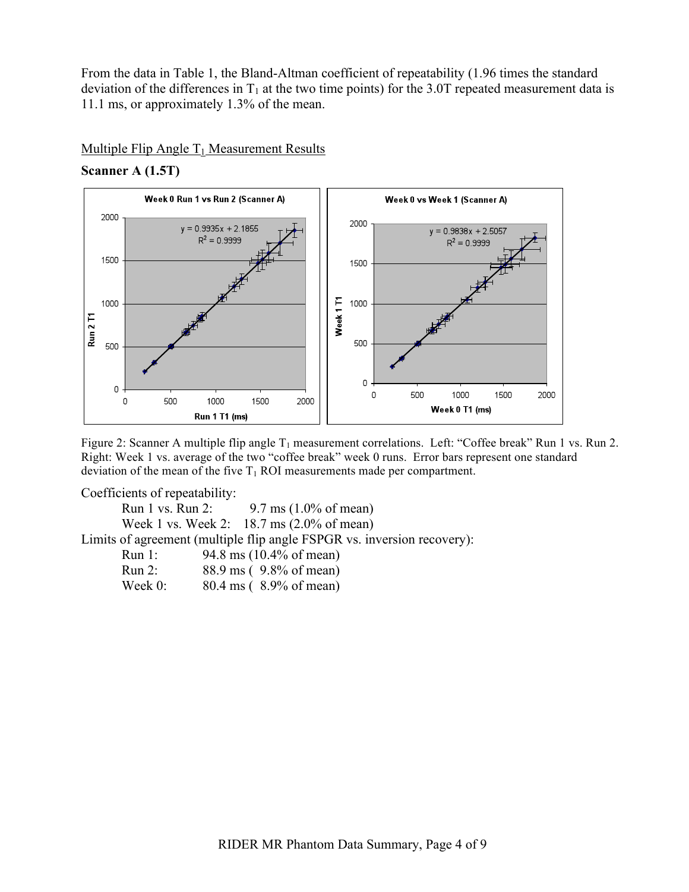From the data in Table 1, the Bland-Altman coefficient of repeatability (1.96 times the standard deviation of the differences in $T_1$ at the two time points) for the 3.0T repeated measurement data is 11.1 ms, or approximately 1.3% of the mean.

Multiple Flip Angle $T_1$ Measurement Results

**Scanner A (1.5T)**

Figure 2: Scanner A multiple flip angle $T_1$ measurement correlations. Left: "Coffee break" Run 1 vs. Run 2. Right: Week 1 vs. average of the two "coffee break" week 0 runs. Error bars represent one standard deviation of the mean of the five $T_1$ ROI measurements made per compartment.

Coefficients of repeatability:

- Run 1 vs. Run 2: 9.7 ms (1.0% of mean)
- Week 1 vs. Week 2: 18.7 ms (2.0% of mean)

Limits of agreement (multiple flip angle FSPGR vs. inversion recovery):

- Run 1: 94.8 ms (10.4% of mean)
- Run 2: 88.9 ms ( 9.8% of mean)
- Week 0: 80.4 ms ( 8.9% of mean)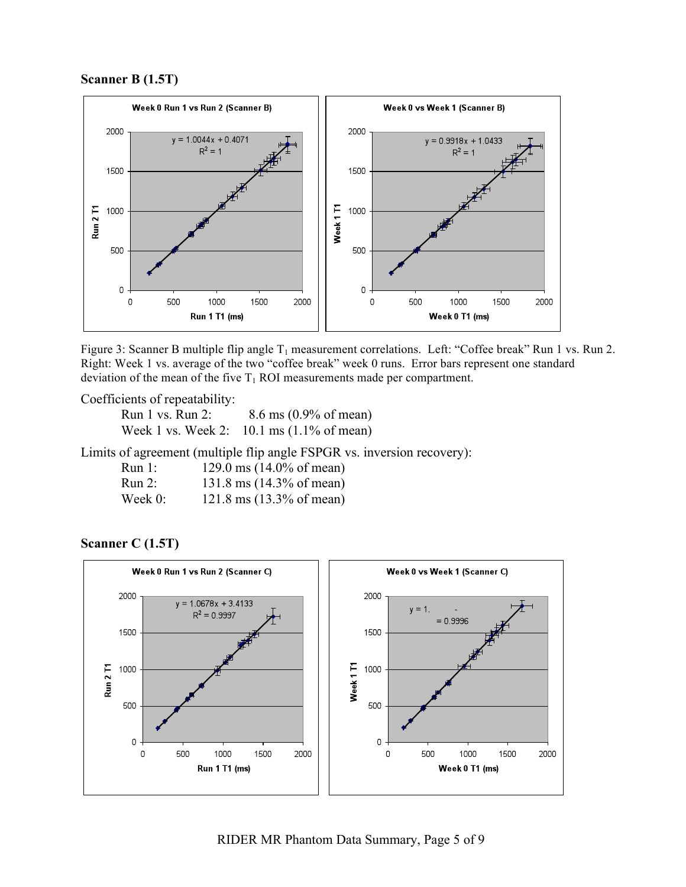**Scanner B (1.5T)**

Figure 3: Scanner B multiple flip angle $T_1$ measurement correlations. Left: "Coffee break" Run 1 vs. Run 2. Right: Week 1 vs. average of the two "coffee break" week 0 runs. Error bars represent one standard deviation of the mean of the five $T_1$ ROI measurements made per compartment.

Coefficients of repeatability:

- Run 1 vs. Run 2: 8.6 ms (0.9% of mean)
- Week 1 vs. Week 2: 10.1 ms (1.1% of mean)

Limits of agreement (multiple flip angle FSPGR vs. inversion recovery):

- Run 1: 129.0 ms (14.0% of mean)
- Run 2: 131.8 ms (14.3% of mean)
- Week 0: 121.8 ms (13.3% of mean)

**Scanner C (1.5T)**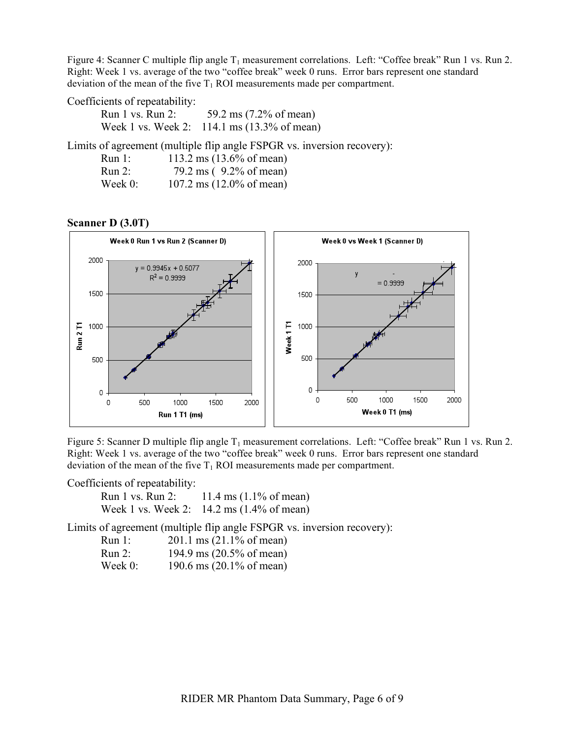Figure 4: Scanner C multiple flip angle $T_1$ measurement correlations. Left: "Coffee break" Run 1 vs. Run 2. Right: Week 1 vs. average of the two "coffee break" week 0 runs. Error bars represent one standard deviation of the mean of the five $T_1$ ROI measurements made per compartment.

Coefficients of repeatability:

- Run 1 vs. Run 2: 59.2 ms (7.2% of mean)
- Week 1 vs. Week 2: 114.1 ms (13.3% of mean)

Limits of agreement (multiple flip angle FSPGR vs. inversion recovery):

- Run 1: 113.2 ms (13.6% of mean)
- Run 2: 79.2 ms ( 9.2% of mean)
- Week 0: 107.2 ms (12.0% of mean)

**Scanner D (3.0T)**

Figure 5: Scanner D multiple flip angle $T_1$ measurement correlations. Left: "Coffee break" Run 1 vs. Run 2. Right: Week 1 vs. average of the two "coffee break" week 0 runs. Error bars represent one standard deviation of the mean of the five $T_1$ ROI measurements made per compartment.

Coefficients of repeatability:

- Run 1 vs. Run 2: 11.4 ms (1.1% of mean)
- Week 1 vs. Week 2: 14.2 ms (1.4% of mean)

Limits of agreement (multiple flip angle FSPGR vs. inversion recovery):

- Run 1: 201.1 ms (21.1% of mean)
- Run 2: 194.9 ms (20.5% of mean)
- Week 0: 190.6 ms (20.1% of mean)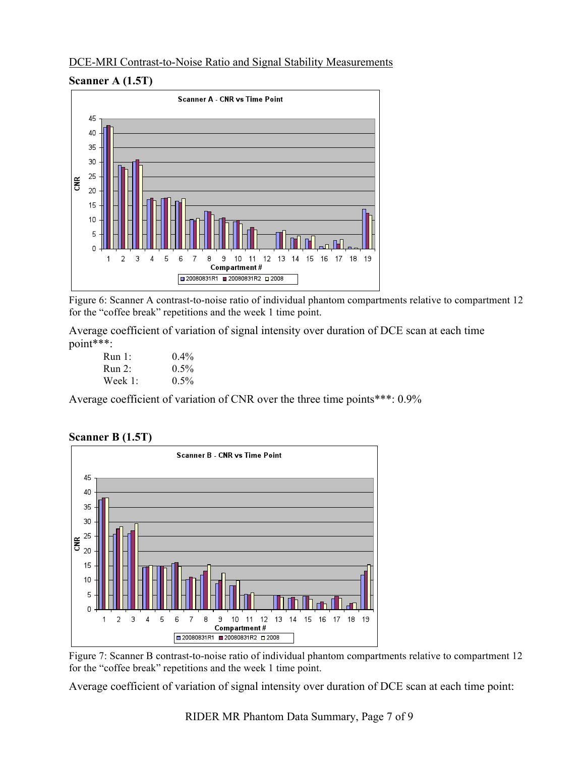DCE-MRI Contrast-to-Noise Ratio and Signal Stability Measurements

**Scanner A (1.5T)**

Figure 6: Scanner A contrast-to-noise ratio of individual phantom compartments relative to compartment 12 for the "coffee break" repetitions and the week 1 time point.

Average coefficient of variation of signal intensity over duration of DCE scan at each time point***:

| | |
|---|---|
| Run 1: | 0.4% |
| Run 2: | 0.5% |
| Week 1: | 0.5% |

Average coefficient of variation of CNR over the three time points***: 0.9%

**Scanner B (1.5T)**

Figure 7: Scanner B contrast-to-noise ratio of individual phantom compartments relative to compartment 12 for the "coffee break" repetitions and the week 1 time point.

Average coefficient of variation of signal intensity over duration of DCE scan at each time point: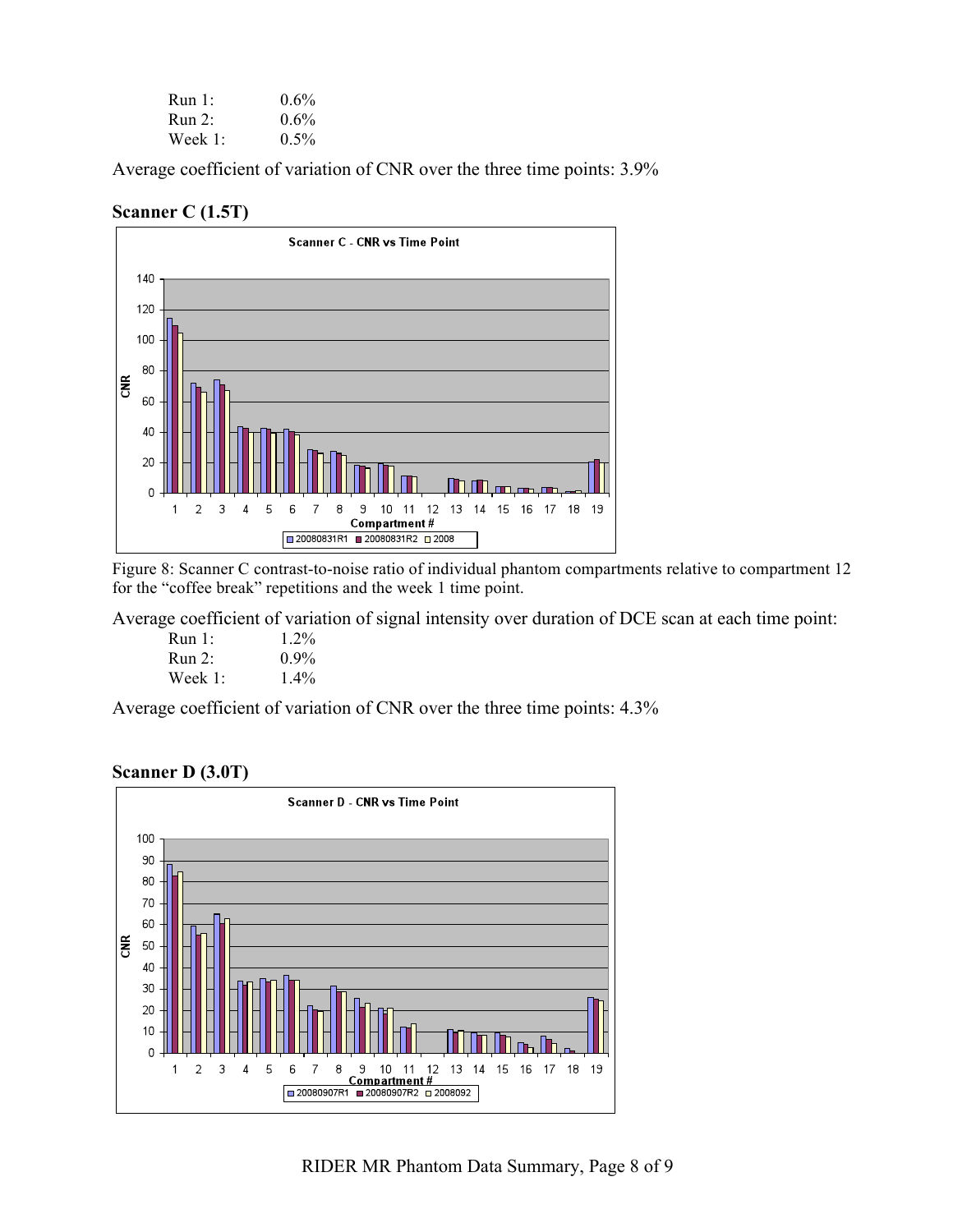Run 1: 0.6%
Run 2: 0.6%
Week 1: 0.5%

Average coefficient of variation of CNR over the three time points: 3.9%

**Scanner C (1.5T)**

Figure 8: Scanner C contrast-to-noise ratio of individual phantom compartments relative to compartment 12 for the "coffee break" repetitions and the week 1 time point.

Average coefficient of variation of signal intensity over duration of DCE scan at each time point:

Run 1: 1.2%
Run 2: 0.9%
Week 1: 1.4%

Average coefficient of variation of CNR over the three time points: 4.3%

**Scanner D (3.0T)**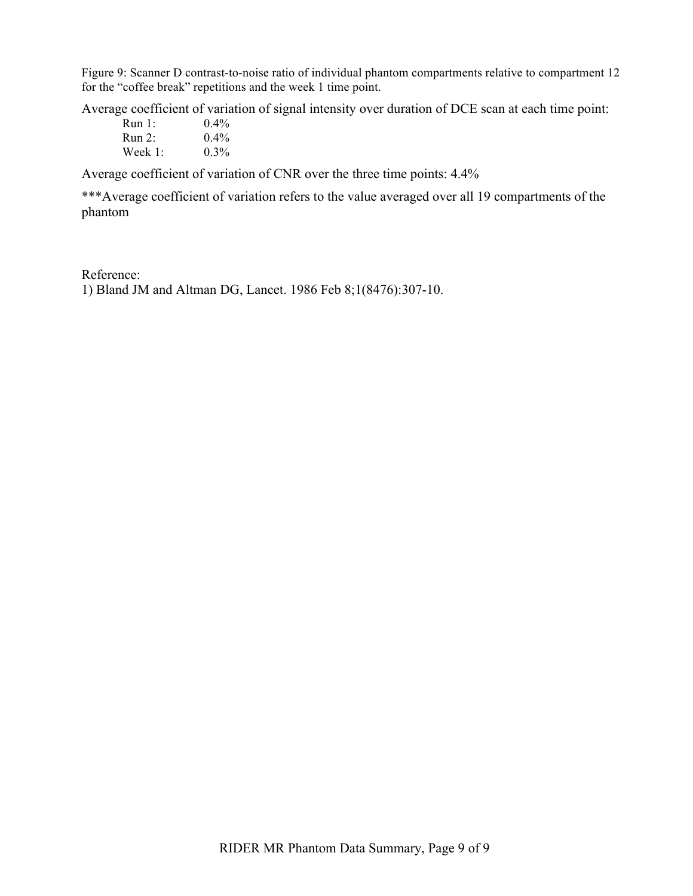Figure 9: Scanner D contrast-to-noise ratio of individual phantom compartments relative to compartment 12 for the "coffee break" repetitions and the week 1 time point.

Average coefficient of variation of signal intensity over duration of DCE scan at each time point:

| | |
|---|---|
| Run 1: | 0.4% |
| Run 2: | 0.4% |
| Week 1: | 0.3% |

Average coefficient of variation of CNR over the three time points: 4.4%

***Average coefficient of variation refers to the value averaged over all 19 compartments of the phantom

Reference:

1) Bland JM and Altman DG, Lancet. 1986 Feb 8;1(8476):307-10.